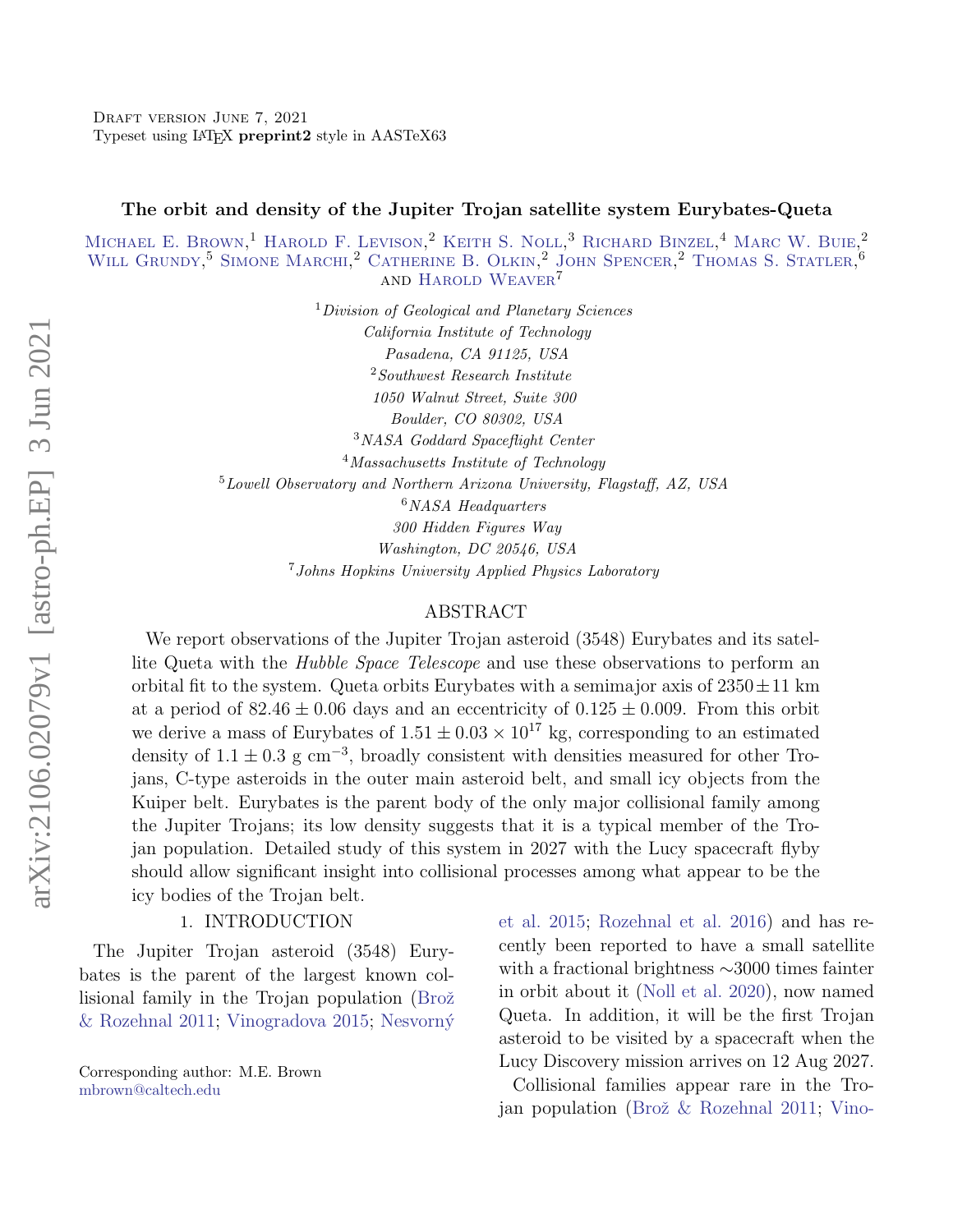Draft version June 7, 2021

Typeset using LaTeX **preprint2** style in AASTeX63

# The orbit and density of the Jupiter Trojan satellite system Eurybates-Queta

Michael E. Brown,[1] Harold F. Levison,[2] Keith S. Noll,[3] Richard Binzel,[4] Marc W. Buie,[2] Will Grundy,[5] Simone Marchi,[2] Catherine B. Olkin,[2] John Spencer,[2] Thomas S. Statler,[6] and Harold Weaver[7]

[1]*Division of Geological and Planetary Sciences*
*California Institute of Technology*
*Pasadena, CA 91125, USA*

[2]*Southwest Research Institute*
*1050 Walnut Street, Suite 300*
*Boulder, CO 80302, USA*

[3]*NASA Goddard Spaceflight Center*

[4]*Massachusetts Institute of Technology*

[5]*Lowell Observatory and Northern Arizona University, Flagstaff, AZ, USA*

[6]*NASA Headquarters*
*300 Hidden Figures Way*
*Washington, DC 20546, USA*

[7]*Johns Hopkins University Applied Physics Laboratory*

## ABSTRACT

We report observations of the Jupiter Trojan asteroid (3548) Eurybates and its satellite Queta with the *Hubble Space Telescope* and use these observations to perform an orbital fit to the system. Queta orbits Eurybates with a semimajor axis of $2350 \pm 11$ km at a period of $82.46 \pm 0.06$ days and an eccentricity of $0.125 \pm 0.009$. From this orbit we derive a mass of Eurybates of $1.51 \pm 0.03 \times 10^{17}$ kg, corresponding to an estimated density of $1.1 \pm 0.3$ g cm$^{-3}$, broadly consistent with densities measured for other Trojans, C-type asteroids in the outer main asteroid belt, and small icy objects from the Kuiper belt. Eurybates is the parent body of the only major collisional family among the Jupiter Trojans; its low density suggests that it is a typical member of the Trojan population. Detailed study of this system in 2027 with the Lucy spacecraft flyby should allow significant insight into collisional processes among what appear to be the icy bodies of the Trojan belt.

## 1. INTRODUCTION

The Jupiter Trojan asteroid (3548) Eurybates is the parent of the largest known collisional family in the Trojan population (Brož & Rozehnal 2011; Vinogradova 2015; Nesvorný et al. 2015; Rozehnal et al. 2016) and has recently been reported to have a small satellite with a fractional brightness ∼3000 times fainter in orbit about it (Noll et al. 2020), now named Queta. In addition, it will be the first Trojan asteroid to be visited by a spacecraft when the Lucy Discovery mission arrives on 12 Aug 2027.

Collisional families appear rare in the Trojan population (Brož & Rozehnal 2011; Vino-

Corresponding author: M.E. Brown
mbrown@caltech.edu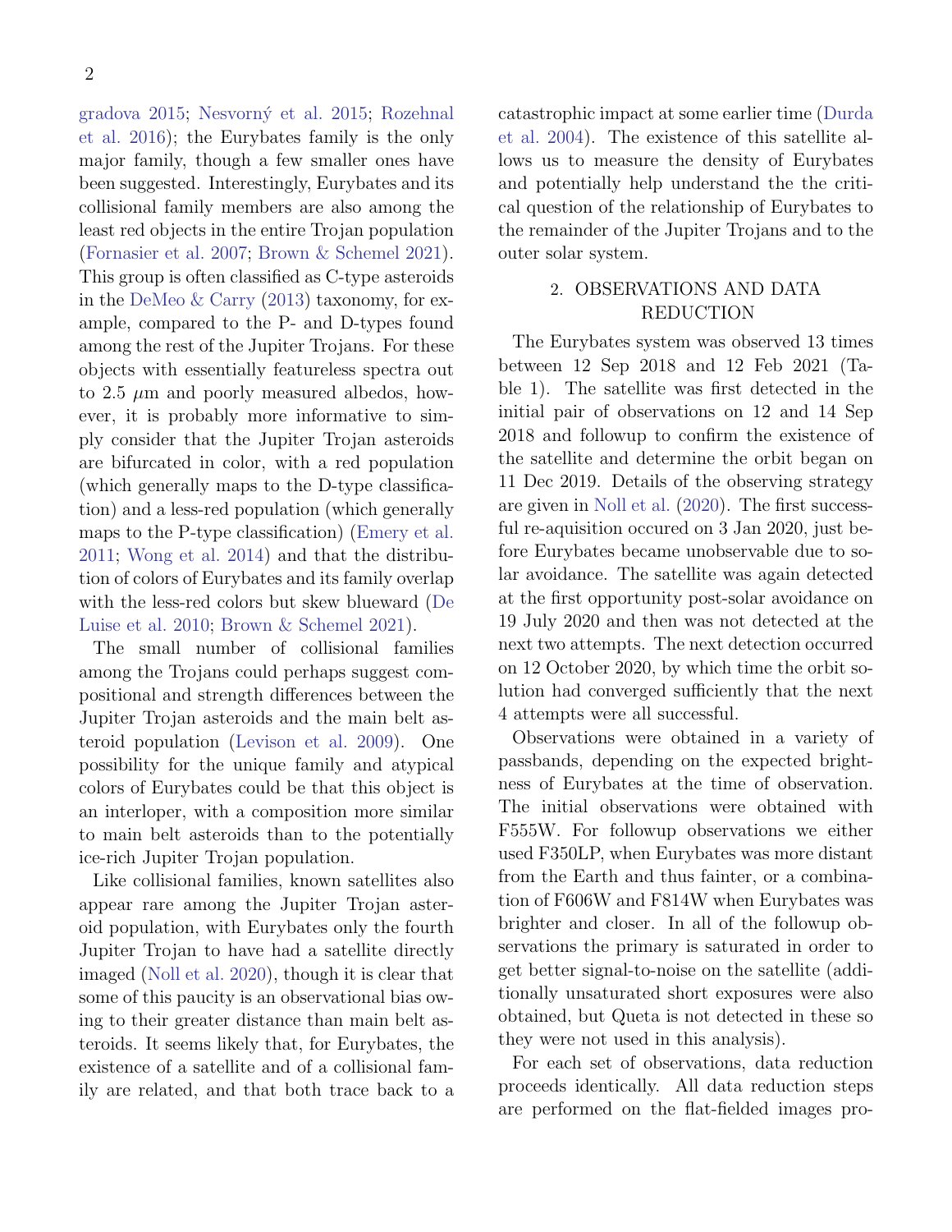gradova 2015; Nesvorný et al. 2015; Rozehnal et al. 2016); the Eurybates family is the only major family, though a few smaller ones have been suggested. Interestingly, Eurybates and its collisional family members are also among the least red objects in the entire Trojan population (Fornasier et al. 2007; Brown & Schemel 2021). This group is often classified as C-type asteroids in the DeMeo & Carry (2013) taxonomy, for example, compared to the P- and D-types found among the rest of the Jupiter Trojans. For these objects with essentially featureless spectra out to 2.5 $\mu$m and poorly measured albedos, however, it is probably more informative to simply consider that the Jupiter Trojan asteroids are bifurcated in color, with a red population (which generally maps to the D-type classification) and a less-red population (which generally maps to the P-type classification) (Emery et al. 2011; Wong et al. 2014) and that the distribution of colors of Eurybates and its family overlap with the less-red colors but skew blueward (De Luise et al. 2010; Brown & Schemel 2021).

The small number of collisional families among the Trojans could perhaps suggest compositional and strength differences between the Jupiter Trojan asteroids and the main belt asteroid population (Levison et al. 2009). One possibility for the unique family and atypical colors of Eurybates could be that this object is an interloper, with a composition more similar to main belt asteroids than to the potentially ice-rich Jupiter Trojan population.

Like collisional families, known satellites also appear rare among the Jupiter Trojan asteroid population, with Eurybates only the fourth Jupiter Trojan to have had a satellite directly imaged (Noll et al. 2020), though it is clear that some of this paucity is an observational bias owing to their greater distance than main belt asteroids. It seems likely that, for Eurybates, the existence of a satellite and of a collisional family are related, and that both trace back to a catastrophic impact at some earlier time (Durda et al. 2004). The existence of this satellite allows us to measure the density of Eurybates and potentially help understand the the critical question of the relationship of Eurybates to the remainder of the Jupiter Trojans and to the outer solar system.

## 2. OBSERVATIONS AND DATA REDUCTION

The Eurybates system was observed 13 times between 12 Sep 2018 and 12 Feb 2021 (Table 1). The satellite was first detected in the initial pair of observations on 12 and 14 Sep 2018 and followup to confirm the existence of the satellite and determine the orbit began on 11 Dec 2019. Details of the observing strategy are given in Noll et al. (2020). The first successful re-aquisition occured on 3 Jan 2020, just before Eurybates became unobservable due to solar avoidance. The satellite was again detected at the first opportunity post-solar avoidance on 19 July 2020 and then was not detected at the next two attempts. The next detection occurred on 12 October 2020, by which time the orbit solution had converged sufficiently that the next 4 attempts were all successful.

Observations were obtained in a variety of passbands, depending on the expected brightness of Eurybates at the time of observation. The initial observations were obtained with F555W. For followup observations we either used F350LP, when Eurybates was more distant from the Earth and thus fainter, or a combination of F606W and F814W when Eurybates was brighter and closer. In all of the followup observations the primary is saturated in order to get better signal-to-noise on the satellite (additionally unsaturated short exposures were also obtained, but Queta is not detected in these so they were not used in this analysis).

For each set of observations, data reduction proceeds identically. All data reduction steps are performed on the flat-fielded images pro-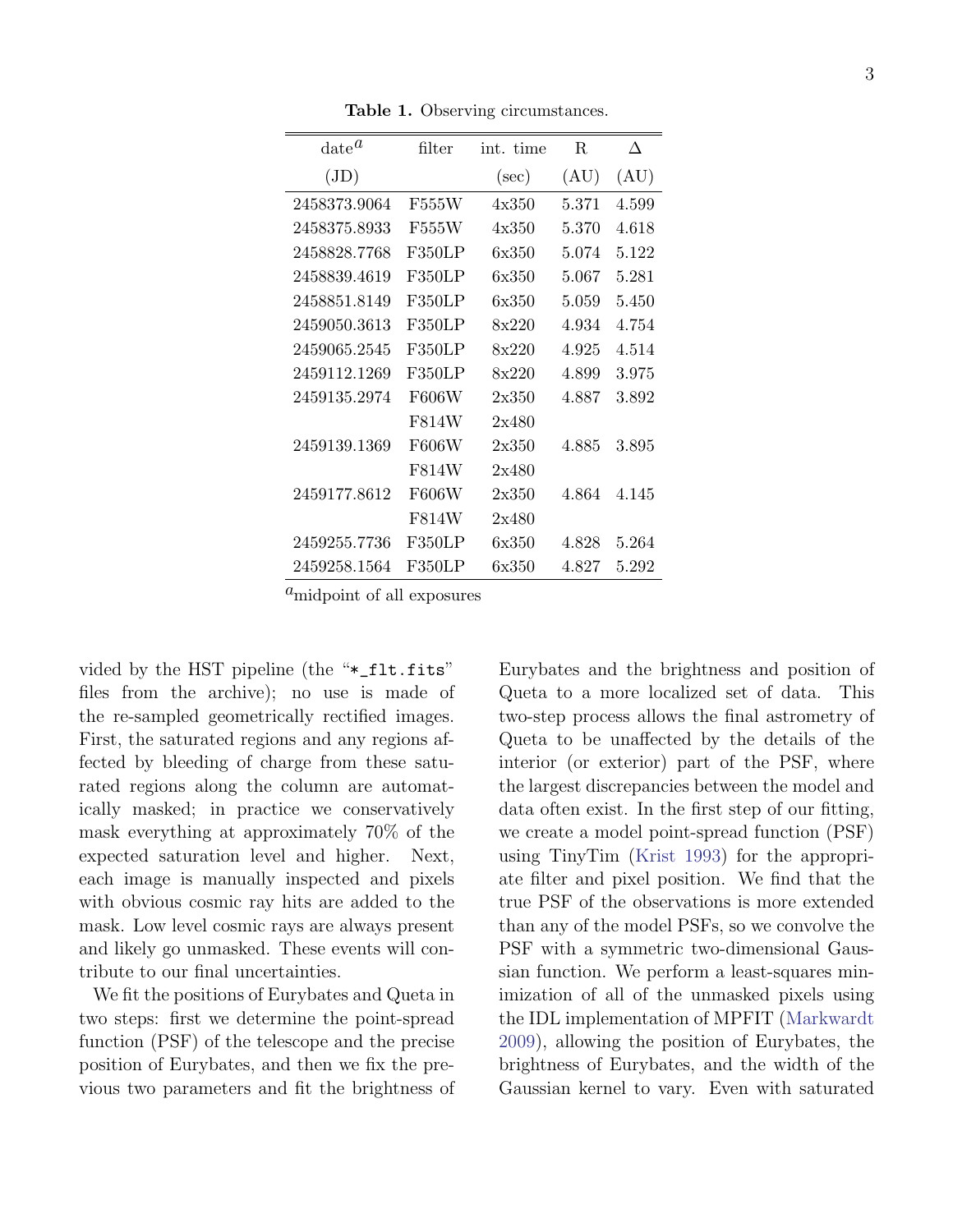**Table 1.** Observing circumstances.

| date[a] (JD) | filter | int. time (sec) | R (AU) | Δ (AU) |
|---|---|---|---|---|
| 2458373.9064 | F555W | 4x350 | 5.371 | 4.599 |
| 2458375.8933 | F555W | 4x350 | 5.370 | 4.618 |
| 2458828.7768 | F350LP | 6x350 | 5.074 | 5.122 |
| 2458839.4619 | F350LP | 6x350 | 5.067 | 5.281 |
| 2458851.8149 | F350LP | 6x350 | 5.059 | 5.450 |
| 2459050.3613 | F350LP | 8x220 | 4.934 | 4.754 |
| 2459065.2545 | F350LP | 8x220 | 4.925 | 4.514 |
| 2459112.1269 | F350LP | 8x220 | 4.899 | 3.975 |
| 2459135.2974 | F606W | 2x350 | 4.887 | 3.892 |
| | F814W | 2x480 | | |
| 2459139.1369 | F606W | 2x350 | 4.885 | 3.895 |
| | F814W | 2x480 | | |
| 2459177.8612 | F606W | 2x350 | 4.864 | 4.145 |
| | F814W | 2x480 | | |
| 2459255.7736 | F350LP | 6x350 | 4.828 | 5.264 |
| 2459258.1564 | F350LP | 6x350 | 4.827 | 5.292 |

[a]midpoint of all exposures

vided by the HST pipeline (the "*_flt.fits" files from the archive); no use is made of the re-sampled geometrically rectified images. First, the saturated regions and any regions affected by bleeding of charge from these saturated regions along the column are automatically masked; in practice we conservatively mask everything at approximately 70% of the expected saturation level and higher. Next, each image is manually inspected and pixels with obvious cosmic ray hits are added to the mask. Low level cosmic rays are always present and likely go unmasked. These events will contribute to our final uncertainties.

We fit the positions of Eurybates and Queta in two steps: first we determine the point-spread function (PSF) of the telescope and the precise position of Eurybates, and then we fix the previous two parameters and fit the brightness of Eurybates and the brightness and position of Queta to a more localized set of data. This two-step process allows the final astrometry of Queta to be unaffected by the details of the interior (or exterior) part of the PSF, where the largest discrepancies between the model and data often exist. In the first step of our fitting, we create a model point-spread function (PSF) using TinyTim (Krist 1993) for the appropriate filter and pixel position. We find that the true PSF of the observations is more extended than any of the model PSFs, so we convolve the PSF with a symmetric two-dimensional Gaussian function. We perform a least-squares minimization of all of the unmasked pixels using the IDL implementation of MPFIT (Markwardt 2009), allowing the position of Eurybates, the brightness of Eurybates, and the width of the Gaussian kernel to vary. Even with saturated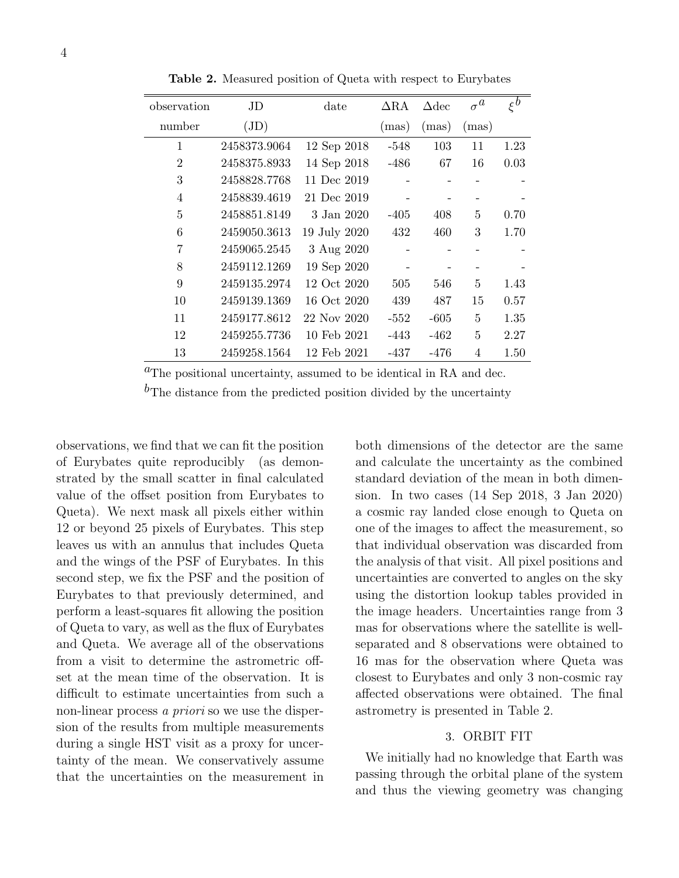**Table 2.** Measured position of Queta with respect to Eurybates

| observation number | JD (JD) | date | ΔRA (mas) | Δdec (mas) | $\sigma^a$ (mas) | $\xi^b$ |
|---|---|---|---|---|---|---|
| 1 | 2458373.9064 | 12 Sep 2018 | -548 | 103 | 11 | 1.23 |
| 2 | 2458375.8933 | 14 Sep 2018 | -486 | 67 | 16 | 0.03 |
| 3 | 2458828.7768 | 11 Dec 2019 | - | - | - | - |
| 4 | 2458839.4619 | 21 Dec 2019 | - | - | - | - |
| 5 | 2458851.8149 | 3 Jan 2020 | -405 | 408 | 5 | 0.70 |
| 6 | 2459050.3613 | 19 July 2020 | 432 | 460 | 3 | 1.70 |
| 7 | 2459065.2545 | 3 Aug 2020 | - | - | - | - |
| 8 | 2459112.1269 | 19 Sep 2020 | - | - | - | - |
| 9 | 2459135.2974 | 12 Oct 2020 | 505 | 546 | 5 | 1.43 |
| 10 | 2459139.1369 | 16 Oct 2020 | 439 | 487 | 15 | 0.57 |
| 11 | 2459177.8612 | 22 Nov 2020 | -552 | -605 | 5 | 1.35 |
| 12 | 2459255.7736 | 10 Feb 2021 | -443 | -462 | 5 | 2.27 |
| 13 | 2459258.1564 | 12 Feb 2021 | -437 | -476 | 4 | 1.50 |

[a]The positional uncertainty, assumed to be identical in RA and dec.

[b]The distance from the predicted position divided by the uncertainty

observations, we find that we can fit the position of Eurybates quite reproducibly (as demonstrated by the small scatter in final calculated value of the offset position from Eurybates to Queta). We next mask all pixels either within 12 or beyond 25 pixels of Eurybates. This step leaves us with an annulus that includes Queta and the wings of the PSF of Eurybates. In this second step, we fix the PSF and the position of Eurybates to that previously determined, and perform a least-squares fit allowing the position of Queta to vary, as well as the flux of Eurybates and Queta. We average all of the observations from a visit to determine the astrometric offset at the mean time of the observation. It is difficult to estimate uncertainties from such a non-linear process *a priori* so we use the dispersion of the results from multiple measurements during a single HST visit as a proxy for uncertainty of the mean. We conservatively assume that the uncertainties on the measurement in both dimensions of the detector are the same and calculate the uncertainty as the combined standard deviation of the mean in both dimension. In two cases (14 Sep 2018, 3 Jan 2020) a cosmic ray landed close enough to Queta on one of the images to affect the measurement, so that individual observation was discarded from the analysis of that visit. All pixel positions and uncertainties are converted to angles on the sky using the distortion lookup tables provided in the image headers. Uncertainties range from 3 mas for observations where the satellite is well-separated and 8 observations were obtained to 16 mas for the observation where Queta was closest to Eurybates and only 3 non-cosmic ray affected observations were obtained. The final astrometry is presented in Table 2.

## 3. ORBIT FIT

We initially had no knowledge that Earth was passing through the orbital plane of the system and thus the viewing geometry was changing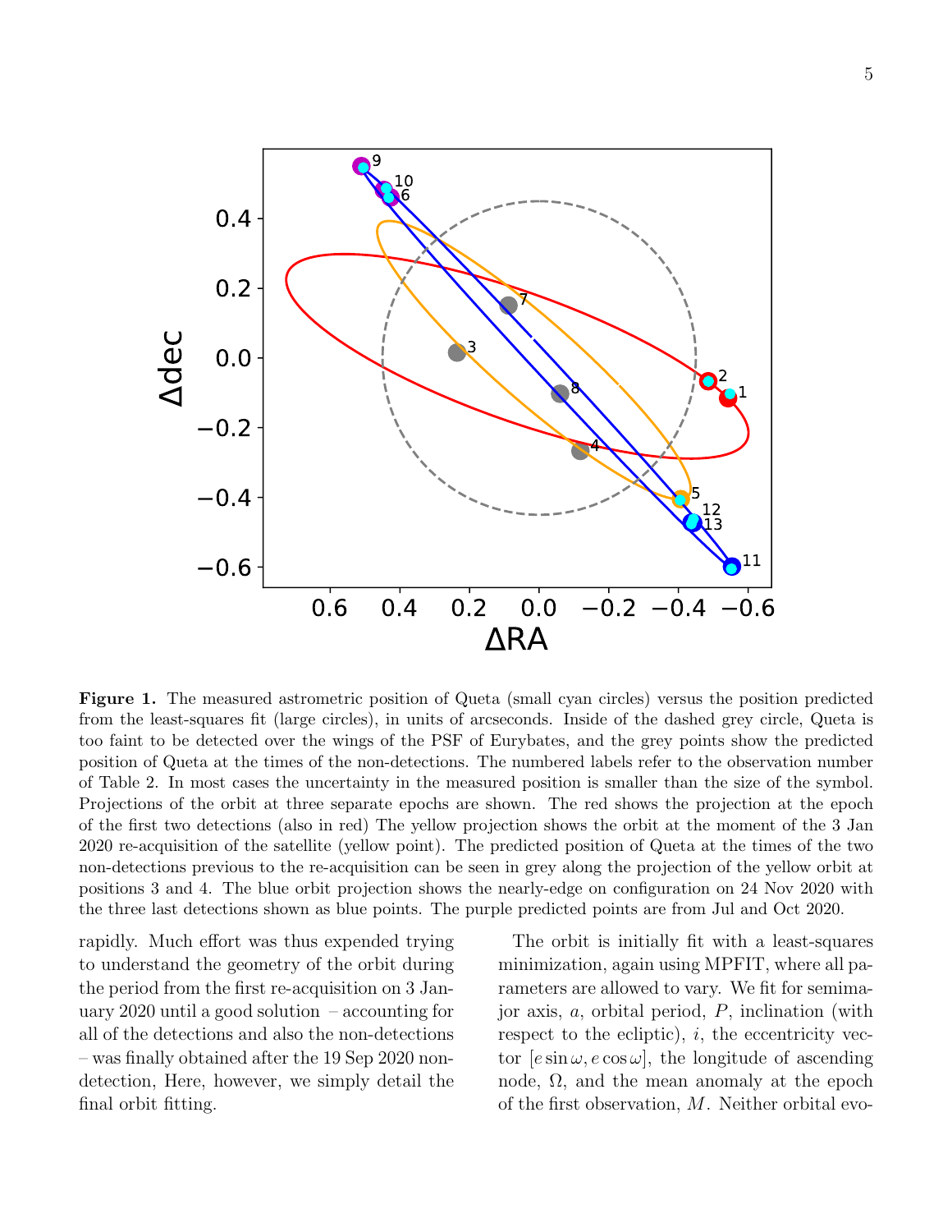**Figure 1.** The measured astrometric position of Queta (small cyan circles) versus the position predicted from the least-squares fit (large circles), in units of arcseconds. Inside of the dashed grey circle, Queta is too faint to be detected over the wings of the PSF of Eurybates, and the grey points show the predicted position of Queta at the times of the non-detections. The numbered labels refer to the observation number of Table 2. In most cases the uncertainty in the measured position is smaller than the size of the symbol. Projections of the orbit at three separate epochs are shown. The red shows the projection at the epoch of the first two detections (also in red) The yellow projection shows the orbit at the moment of the 3 Jan 2020 re-acquisition of the satellite (yellow point). The predicted position of Queta at the times of the two non-detections previous to the re-acquisition can be seen in grey along the projection of the yellow orbit at positions 3 and 4. The blue orbit projection shows the nearly-edge on configuration on 24 Nov 2020 with the three last detections shown as blue points. The purple predicted points are from Jul and Oct 2020.

rapidly. Much effort was thus expended trying to understand the geometry of the orbit during the period from the first re-acquisition on 3 January 2020 until a good solution – accounting for all of the detections and also the non-detections – was finally obtained after the 19 Sep 2020 non-detection, Here, however, we simply detail the final orbit fitting.

The orbit is initially fit with a least-squares minimization, again using MPFIT, where all parameters are allowed to vary. We fit for semimajor axis, $a$, orbital period, $P$, inclination (with respect to the ecliptic), $i$, the eccentricity vector $[e \sin \omega, e \cos \omega]$, the longitude of ascending node, $\Omega$, and the mean anomaly at the epoch of the first observation, $M$. Neither orbital evo-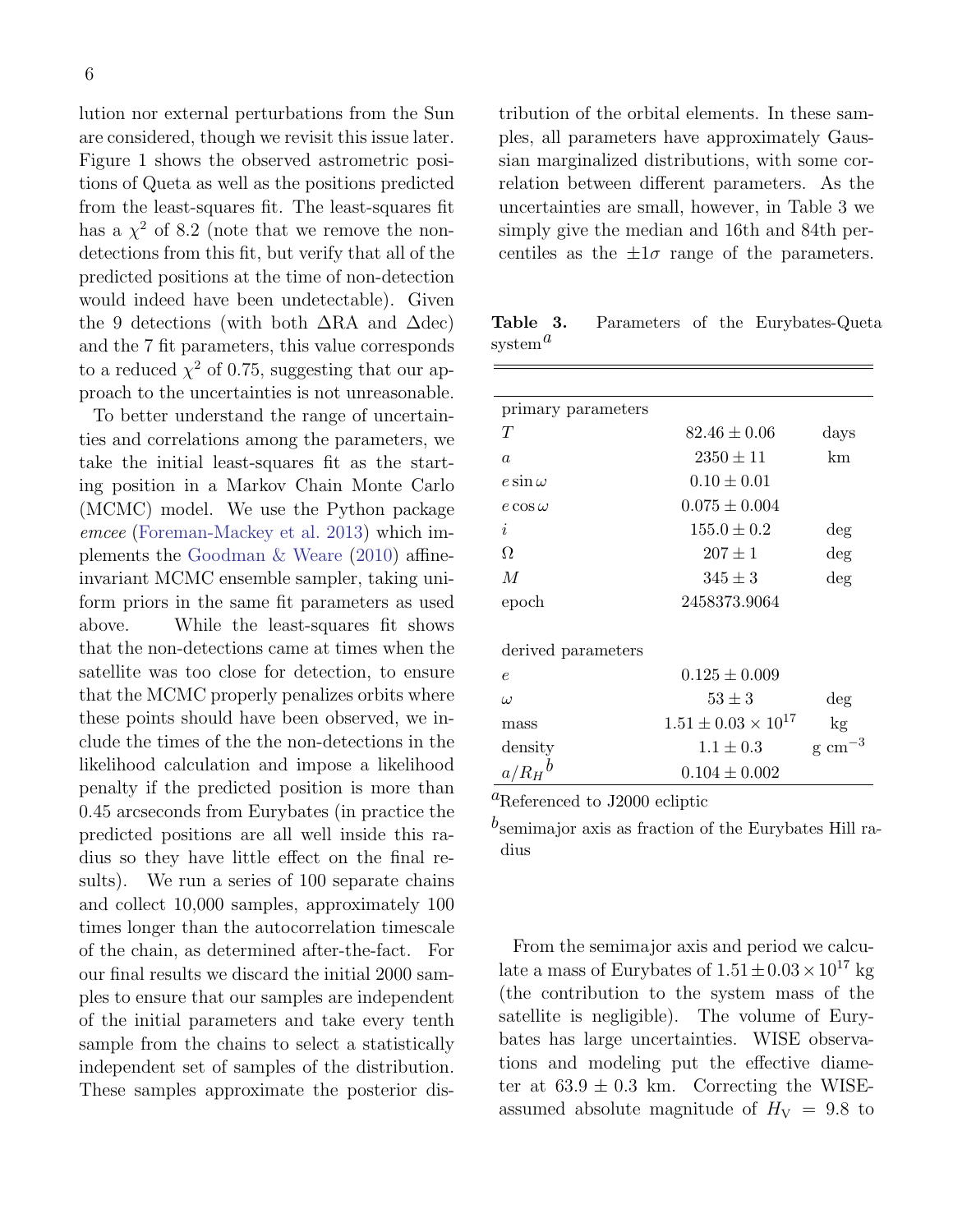lution nor external perturbations from the Sun are considered, though we revisit this issue later. Figure 1 shows the observed astrometric positions of Queta as well as the positions predicted from the least-squares fit. The least-squares fit has a $\chi^2$ of 8.2 (note that we remove the non-detections from this fit, but verify that all of the predicted positions at the time of non-detection would indeed have been undetectable). Given the 9 detections (with both $\Delta$RA and $\Delta$dec) and the 7 fit parameters, this value corresponds to a reduced $\chi^2$ of 0.75, suggesting that our approach to the uncertainties is not unreasonable.

To better understand the range of uncertainties and correlations among the parameters, we take the initial least-squares fit as the starting position in a Markov Chain Monte Carlo (MCMC) model. We use the Python package *emcee* (Foreman-Mackey et al. 2013) which implements the Goodman & Weare (2010) affine-invariant MCMC ensemble sampler, taking uniform priors in the same fit parameters as used above. While the least-squares fit shows that the non-detections came at times when the satellite was too close for detection, to ensure that the MCMC properly penalizes orbits where these points should have been observed, we include the times of the the non-detections in the likelihood calculation and impose a likelihood penalty if the predicted position is more than 0.45 arcseconds from Eurybates (in practice the predicted positions are all well inside this radius so they have little effect on the final results). We run a series of 100 separate chains and collect 10,000 samples, approximately 100 times longer than the autocorrelation timescale of the chain, as determined after-the-fact. For our final results we discard the initial 2000 samples to ensure that our samples are independent of the initial parameters and take every tenth sample from the chains to select a statistically independent set of samples of the distribution. These samples approximate the posterior distribution of the orbital elements. In these samples, all parameters have approximately Gaussian marginalized distributions, with some correlation between different parameters. As the uncertainties are small, however, in Table 3 we simply give the median and 16th and 84th percentiles as the $\pm 1\sigma$ range of the parameters.

**Table 3.** Parameters of the Eurybates-Queta system[a]

| | | |
|---|---|---|
| primary parameters | | |
| $T$ | $82.46 \pm 0.06$ | days |
| $a$ | $2350 \pm 11$ | km |
| $e \sin \omega$ | $0.10 \pm 0.01$ | |
| $e \cos \omega$ | $0.075 \pm 0.004$ | |
| $i$ | $155.0 \pm 0.2$ | deg |
| $\Omega$ | $207 \pm 1$ | deg |
| $M$ | $345 \pm 3$ | deg |
| epoch | 2458373.9064 | |
| derived parameters | | |
| $e$ | $0.125 \pm 0.009$ | |
| $\omega$ | $53 \pm 3$ | deg |
| mass | $1.51 \pm 0.03 \times 10^{17}$ | kg |
| density | $1.1 \pm 0.3$ | g cm$^{-3}$ |
| $a/R_H$[b] | $0.104 \pm 0.002$ | |

[a]Referenced to J2000 ecliptic

[b]semimajor axis as fraction of the Eurybates Hill radius

From the semimajor axis and period we calculate a mass of Eurybates of $1.51 \pm 0.03 \times 10^{17}$ kg (the contribution to the system mass of the satellite is negligible). The volume of Eurybates has large uncertainties. WISE observations and modeling put the effective diameter at $63.9 \pm 0.3$ km. Correcting the WISE-assumed absolute magnitude of $H_{\rm V} = 9.8$ to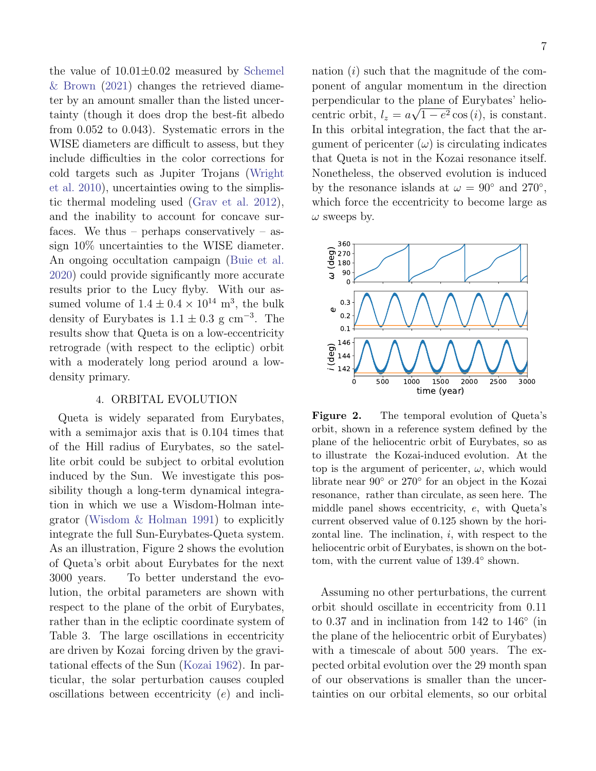the value of 10.01±0.02 measured by Schemel & Brown (2021) changes the retrieved diameter by an amount smaller than the listed uncertainty (though it does drop the best-fit albedo from 0.052 to 0.043). Systematic errors in the WISE diameters are difficult to assess, but they include difficulties in the color corrections for cold targets such as Jupiter Trojans (Wright et al. 2010), uncertainties owing to the simplistic thermal modeling used (Grav et al. 2012), and the inability to account for concave surfaces. We thus – perhaps conservatively – assign 10% uncertainties to the WISE diameter. An ongoing occultation campaign (Buie et al. 2020) could provide significantly more accurate results prior to the Lucy flyby. With our assumed volume of $1.4 \pm 0.4 \times 10^{14}$ m$^3$, the bulk density of Eurybates is $1.1 \pm 0.3$ g cm$^{-3}$. The results show that Queta is on a low-eccentricity retrograde (with respect to the ecliptic) orbit with a moderately long period around a low-density primary.

## 4. ORBITAL EVOLUTION

Queta is widely separated from Eurybates, with a semimajor axis that is 0.104 times that of the Hill radius of Eurybates, so the satellite orbit could be subject to orbital evolution induced by the Sun. We investigate this possibility though a long-term dynamical integration in which we use a Wisdom-Holman integrator (Wisdom & Holman 1991) to explicitly integrate the full Sun-Eurybates-Queta system. As an illustration, Figure 2 shows the evolution of Queta's orbit about Eurybates for the next 3000 years. To better understand the evolution, the orbital parameters are shown with respect to the plane of the orbit of Eurybates, rather than in the ecliptic coordinate system of Table 3. The large oscillations in eccentricity are driven by Kozai forcing driven by the gravitational effects of the Sun (Kozai 1962). In particular, the solar perturbation causes coupled oscillations between eccentricity ($e$) and inclination ($i$) such that the magnitude of the component of angular momentum in the direction perpendicular to the plane of Eurybates' heliocentric orbit, $l_z = a\sqrt{1-e^2}\cos(i)$, is constant. In this orbital integration, the fact that the argument of pericenter ($\omega$) is circulating indicates that Queta is not in the Kozai resonance itself. Nonetheless, the observed evolution is induced by the resonance islands at $\omega = 90°$ and $270°$, which force the eccentricity to become large as $\omega$ sweeps by.

**Figure 2.** The temporal evolution of Queta's orbit, shown in a reference system defined by the plane of the heliocentric orbit of Eurybates, so as to illustrate the Kozai-induced evolution. At the top is the argument of pericenter, $\omega$, which would librate near 90° or 270° for an object in the Kozai resonance, rather than circulate, as seen here. The middle panel shows eccentricity, $e$, with Queta's current observed value of 0.125 shown by the horizontal line. The inclination, $i$, with respect to the heliocentric orbit of Eurybates, is shown on the bottom, with the current value of 139.4° shown.

Assuming no other perturbations, the current orbit should oscillate in eccentricity from 0.11 to 0.37 and in inclination from 142 to 146° (in the plane of the heliocentric orbit of Eurybates) with a timescale of about 500 years. The expected orbital evolution over the 29 month span of our observations is smaller than the uncertainties on our orbital elements, so our orbital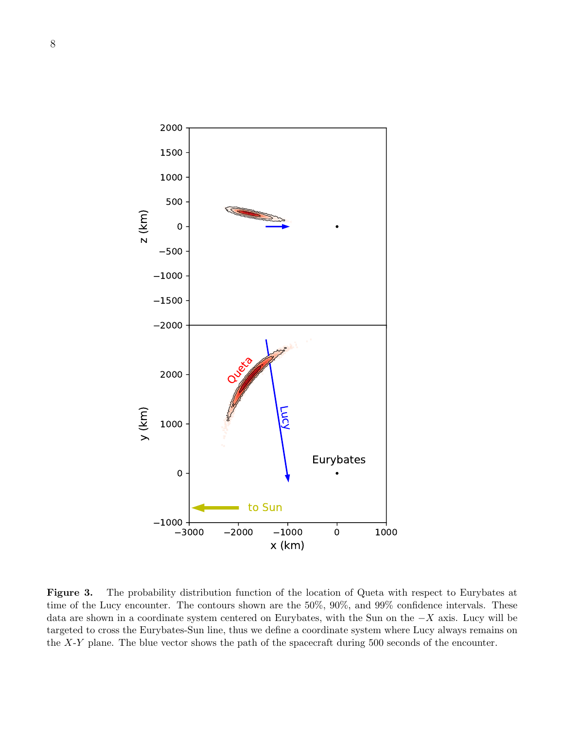**Figure 3.** The probability distribution function of the location of Queta with respect to Eurybates at time of the Lucy encounter. The contours shown are the 50%, 90%, and 99% confidence intervals. These data are shown in a coordinate system centered on Eurybates, with the Sun on the $-X$ axis. Lucy will be targeted to cross the Eurybates-Sun line, thus we define a coordinate system where Lucy always remains on the $X$-$Y$ plane. The blue vector shows the path of the spacecraft during 500 seconds of the encounter.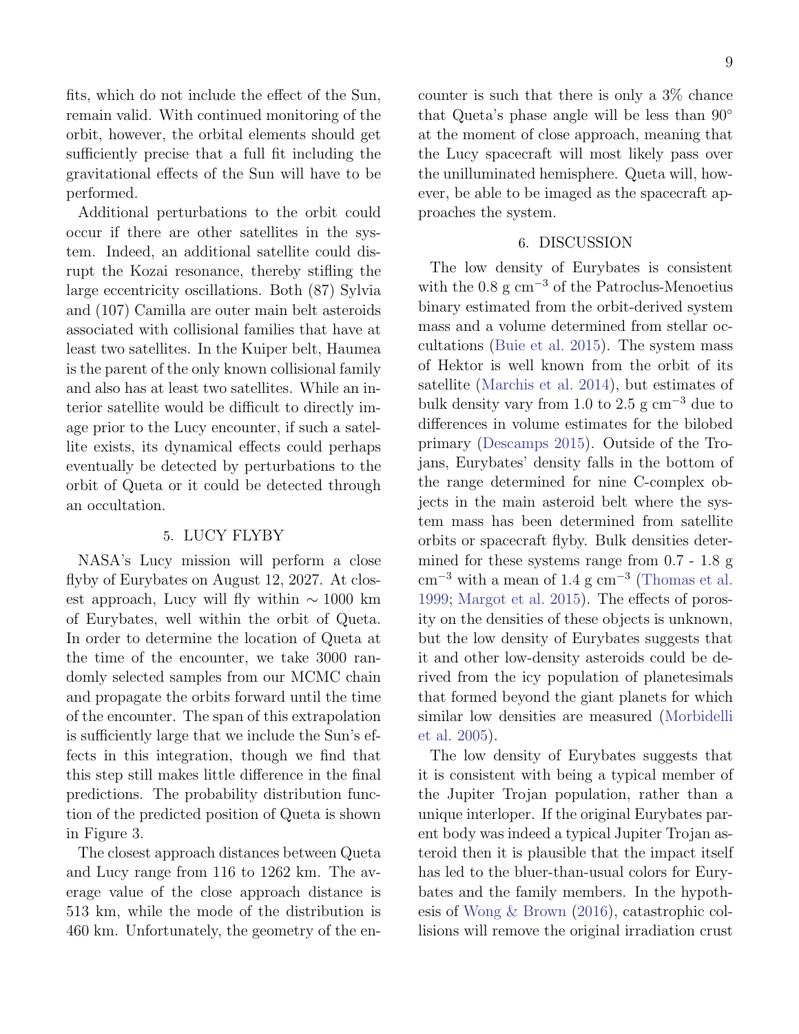fits, which do not include the effect of the Sun, remain valid. With continued monitoring of the orbit, however, the orbital elements should get sufficiently precise that a full fit including the gravitational effects of the Sun will have to be performed.

Additional perturbations to the orbit could occur if there are other satellites in the system. Indeed, an additional satellite could disrupt the Kozai resonance, thereby stifling the large eccentricity oscillations. Both (87) Sylvia and (107) Camilla are outer main belt asteroids associated with collisional families that have at least two satellites. In the Kuiper belt, Haumea is the parent of the only known collisional family and also has at least two satellites. While an interior satellite would be difficult to directly image prior to the Lucy encounter, if such a satellite exists, its dynamical effects could perhaps eventually be detected by perturbations to the orbit of Queta or it could be detected through an occultation.

## 5. LUCY FLYBY

NASA's Lucy mission will perform a close flyby of Eurybates on August 12, 2027. At closest approach, Lucy will fly within $\sim 1000$ km of Eurybates, well within the orbit of Queta. In order to determine the location of Queta at the time of the encounter, we take 3000 randomly selected samples from our MCMC chain and propagate the orbits forward until the time of the encounter. The span of this extrapolation is sufficiently large that we include the Sun's effects in this integration, though we find that this step still makes little difference in the final predictions. The probability distribution function of the predicted position of Queta is shown in Figure 3.

The closest approach distances between Queta and Lucy range from 116 to 1262 km. The average value of the close approach distance is 513 km, while the mode of the distribution is 460 km. Unfortunately, the geometry of the encounter is such that there is only a 3% chance that Queta's phase angle will be less than $90^{\circ}$ at the moment of close approach, meaning that the Lucy spacecraft will most likely pass over the unilluminated hemisphere. Queta will, however, be able to be imaged as the spacecraft approaches the system.

## 6. DISCUSSION

The low density of Eurybates is consistent with the 0.8 g cm$^{-3}$ of the Patroclus-Menoetius binary estimated from the orbit-derived system mass and a volume determined from stellar occultations (Buie et al. 2015). The system mass of Hektor is well known from the orbit of its satellite (Marchis et al. 2014), but estimates of bulk density vary from 1.0 to 2.5 g cm$^{-3}$ due to differences in volume estimates for the bilobed primary (Descamps 2015). Outside of the Trojans, Eurybates' density falls in the bottom of the range determined for nine C-complex objects in the main asteroid belt where the system mass has been determined from satellite orbits or spacecraft flyby. Bulk densities determined for these systems range from 0.7 - 1.8 g cm$^{-3}$ with a mean of 1.4 g cm$^{-3}$ (Thomas et al. 1999; Margot et al. 2015). The effects of porosity on the densities of these objects is unknown, but the low density of Eurybates suggests that it and other low-density asteroids could be derived from the icy population of planetesimals that formed beyond the giant planets for which similar low densities are measured (Morbidelli et al. 2005).

The low density of Eurybates suggests that it is consistent with being a typical member of the Jupiter Trojan population, rather than a unique interloper. If the original Eurybates parent body was indeed a typical Jupiter Trojan asteroid then it is plausible that the impact itself has led to the bluer-than-usual colors for Eurybates and the family members. In the hypothesis of Wong & Brown (2016), catastrophic collisions will remove the original irradiation crust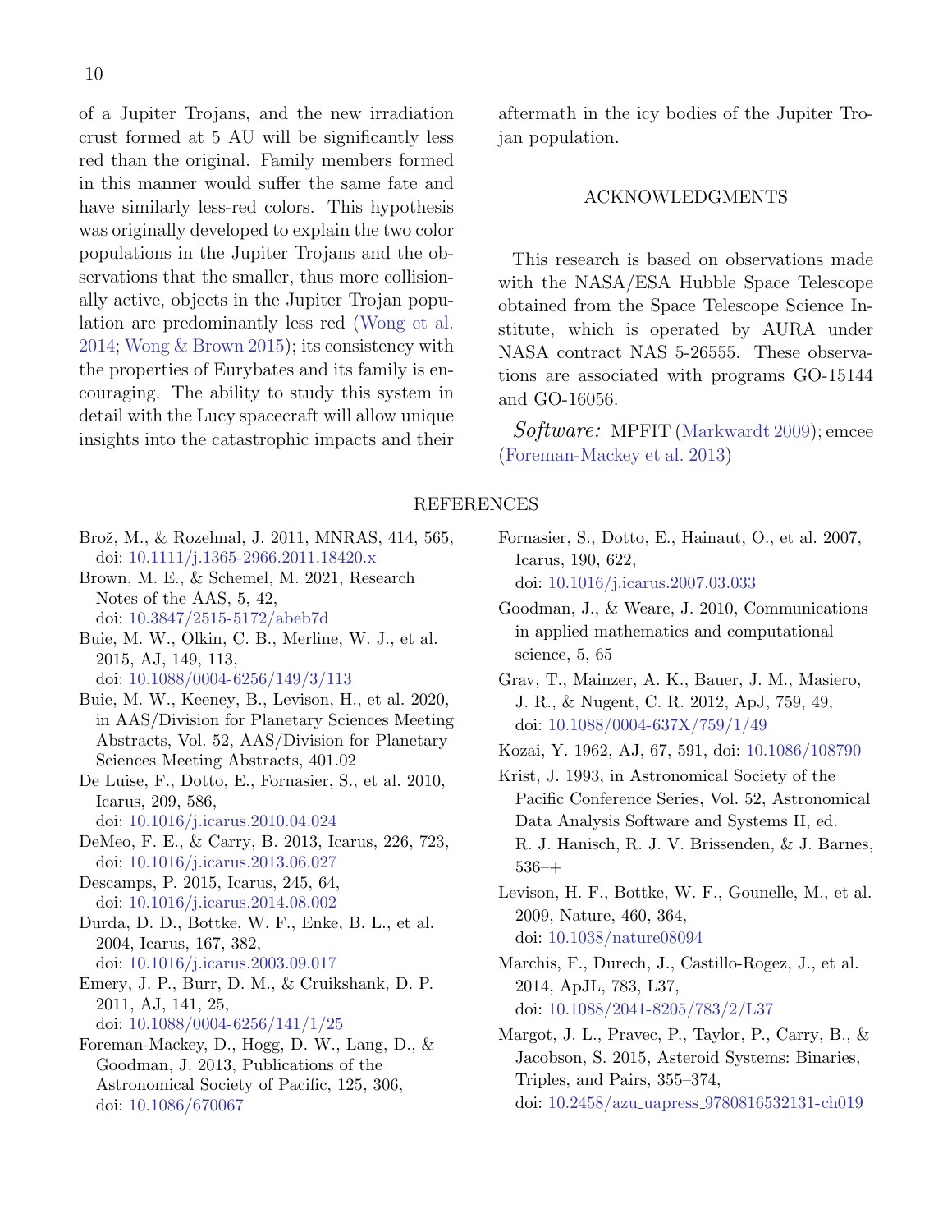of a Jupiter Trojans, and the new irradiation crust formed at 5 AU will be significantly less red than the original. Family members formed in this manner would suffer the same fate and have similarly less-red colors. This hypothesis was originally developed to explain the two color populations in the Jupiter Trojans and the observations that the smaller, thus more collisionally active, objects in the Jupiter Trojan population are predominantly less red (Wong et al. 2014; Wong & Brown 2015); its consistency with the properties of Eurybates and its family is encouraging. The ability to study this system in detail with the Lucy spacecraft will allow unique insights into the catastrophic impacts and their aftermath in the icy bodies of the Jupiter Trojan population.

## ACKNOWLEDGMENTS

This research is based on observations made with the NASA/ESA Hubble Space Telescope obtained from the Space Telescope Science Institute, which is operated by AURA under NASA contract NAS 5-26555. These observations are associated with programs GO-15144 and GO-16056.

*Software:* MPFIT (Markwardt 2009); emcee (Foreman-Mackey et al. 2013)

## REFERENCES

Brož, M., & Rozehnal, J. 2011, MNRAS, 414, 565, doi: 10.1111/j.1365-2966.2011.18420.x

Brown, M. E., & Schemel, M. 2021, Research Notes of the AAS, 5, 42, doi: 10.3847/2515-5172/abeb7d

Buie, M. W., Olkin, C. B., Merline, W. J., et al. 2015, AJ, 149, 113, doi: 10.1088/0004-6256/149/3/113

Buie, M. W., Keeney, B., Levison, H., et al. 2020, in AAS/Division for Planetary Sciences Meeting Abstracts, Vol. 52, AAS/Division for Planetary Sciences Meeting Abstracts, 401.02

De Luise, F., Dotto, E., Fornasier, S., et al. 2010, Icarus, 209, 586, doi: 10.1016/j.icarus.2010.04.024

DeMeo, F. E., & Carry, B. 2013, Icarus, 226, 723, doi: 10.1016/j.icarus.2013.06.027

Descamps, P. 2015, Icarus, 245, 64, doi: 10.1016/j.icarus.2014.08.002

Durda, D. D., Bottke, W. F., Enke, B. L., et al. 2004, Icarus, 167, 382, doi: 10.1016/j.icarus.2003.09.017

Emery, J. P., Burr, D. M., & Cruikshank, D. P. 2011, AJ, 141, 25, doi: 10.1088/0004-6256/141/1/25

Foreman-Mackey, D., Hogg, D. W., Lang, D., & Goodman, J. 2013, Publications of the Astronomical Society of Pacific, 125, 306, doi: 10.1086/670067

Fornasier, S., Dotto, E., Hainaut, O., et al. 2007, Icarus, 190, 622, doi: 10.1016/j.icarus.2007.03.033

Goodman, J., & Weare, J. 2010, Communications in applied mathematics and computational science, 5, 65

Grav, T., Mainzer, A. K., Bauer, J. M., Masiero, J. R., & Nugent, C. R. 2012, ApJ, 759, 49, doi: 10.1088/0004-637X/759/1/49

Kozai, Y. 1962, AJ, 67, 591, doi: 10.1086/108790

Krist, J. 1993, in Astronomical Society of the Pacific Conference Series, Vol. 52, Astronomical Data Analysis Software and Systems II, ed. R. J. Hanisch, R. J. V. Brissenden, & J. Barnes, 536–+

Levison, H. F., Bottke, W. F., Gounelle, M., et al. 2009, Nature, 460, 364, doi: 10.1038/nature08094

Marchis, F., Durech, J., Castillo-Rogez, J., et al. 2014, ApJL, 783, L37, doi: 10.1088/2041-8205/783/2/L37

Margot, J. L., Pravec, P., Taylor, P., Carry, B., & Jacobson, S. 2015, Asteroid Systems: Binaries, Triples, and Pairs, 355–374, doi: 10.2458/azu_uapress_9780816532131-ch019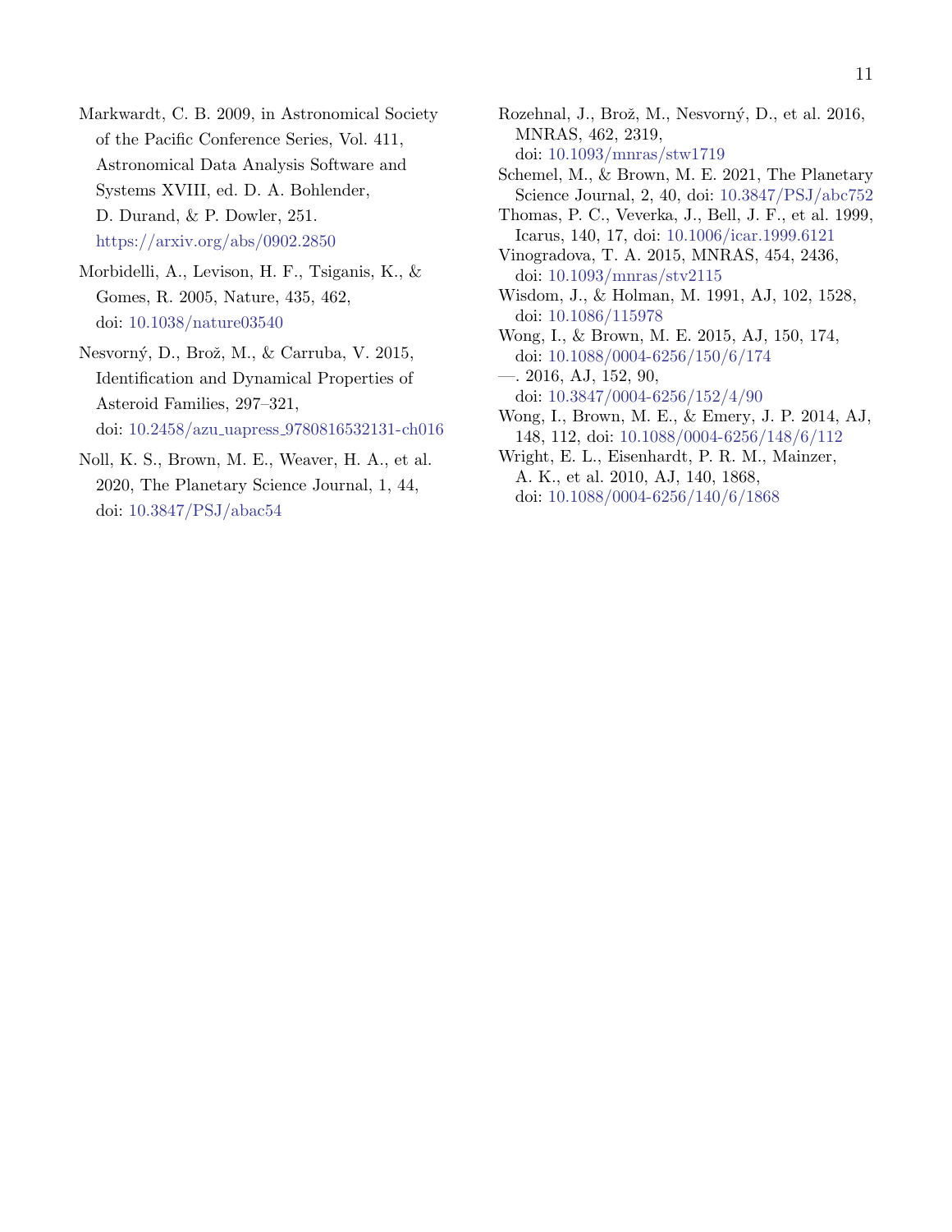Markwardt, C. B. 2009, in Astronomical Society of the Pacific Conference Series, Vol. 411, Astronomical Data Analysis Software and Systems XVIII, ed. D. A. Bohlender, D. Durand, & P. Dowler, 251. https://arxiv.org/abs/0902.2850

Morbidelli, A., Levison, H. F., Tsiganis, K., & Gomes, R. 2005, Nature, 435, 462, doi: 10.1038/nature03540

Nesvorný, D., Brož, M., & Carruba, V. 2015, Identification and Dynamical Properties of Asteroid Families, 297–321, doi: 10.2458/azu_uapress_9780816532131-ch016

Noll, K. S., Brown, M. E., Weaver, H. A., et al. 2020, The Planetary Science Journal, 1, 44, doi: 10.3847/PSJ/abac54

Rozehnal, J., Brož, M., Nesvorný, D., et al. 2016, MNRAS, 462, 2319, doi: 10.1093/mnras/stw1719

Schemel, M., & Brown, M. E. 2021, The Planetary Science Journal, 2, 40, doi: 10.3847/PSJ/abc752

Thomas, P. C., Veverka, J., Bell, J. F., et al. 1999, Icarus, 140, 17, doi: 10.1006/icar.1999.6121

Vinogradova, T. A. 2015, MNRAS, 454, 2436, doi: 10.1093/mnras/stv2115

Wisdom, J., & Holman, M. 1991, AJ, 102, 1528, doi: 10.1086/115978

Wong, I., & Brown, M. E. 2015, AJ, 150, 174, doi: 10.1088/0004-6256/150/6/174

—. 2016, AJ, 152, 90, doi: 10.3847/0004-6256/152/4/90

Wong, I., Brown, M. E., & Emery, J. P. 2014, AJ, 148, 112, doi: 10.1088/0004-6256/148/6/112

Wright, E. L., Eisenhardt, P. R. M., Mainzer, A. K., et al. 2010, AJ, 140, 1868, doi: 10.1088/0004-6256/140/6/1868